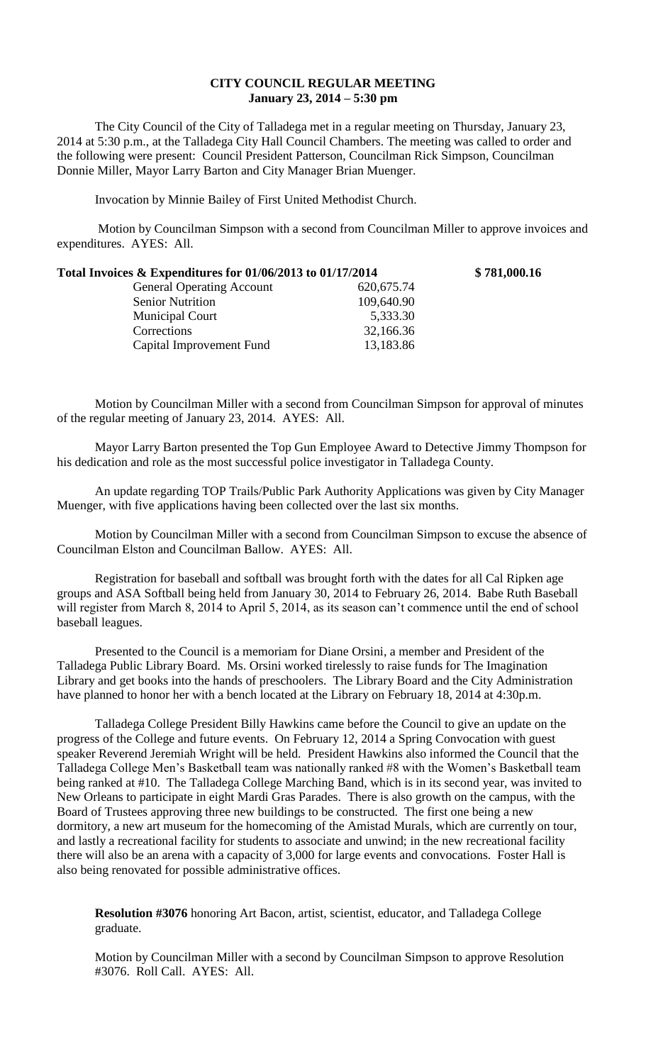# CITY COUNCIL REGULAR MEETING
## January 23, 2014 – 5:30 pm

The City Council of the City of Talladega met in a regular meeting on Thursday, January 23, 2014 at 5:30 p.m., at the Talladega City Hall Council Chambers. The meeting was called to order and the following were present: Council President Patterson, Councilman Rick Simpson, Councilman Donnie Miller, Mayor Larry Barton and City Manager Brian Muenger.

Invocation by Minnie Bailey of First United Methodist Church.

Motion by Councilman Simpson with a second from Councilman Miller to approve invoices and expenditures. AYES: All.

**Total Invoices & Expenditures for 01/06/2013 to 01/17/2014 $ 781,000.16**

| | |
|---|---|
| General Operating Account | 620,675.74 |
| Senior Nutrition | 109,640.90 |
| Municipal Court | 5,333.30 |
| Corrections | 32,166.36 |
| Capital Improvement Fund | 13,183.86 |

Motion by Councilman Miller with a second from Councilman Simpson for approval of minutes of the regular meeting of January 23, 2014. AYES: All.

Mayor Larry Barton presented the Top Gun Employee Award to Detective Jimmy Thompson for his dedication and role as the most successful police investigator in Talladega County.

An update regarding TOP Trails/Public Park Authority Applications was given by City Manager Muenger, with five applications having been collected over the last six months.

Motion by Councilman Miller with a second from Councilman Simpson to excuse the absence of Councilman Elston and Councilman Ballow. AYES: All.

Registration for baseball and softball was brought forth with the dates for all Cal Ripken age groups and ASA Softball being held from January 30, 2014 to February 26, 2014. Babe Ruth Baseball will register from March 8, 2014 to April 5, 2014, as its season can't commence until the end of school baseball leagues.

Presented to the Council is a memoriam for Diane Orsini, a member and President of the Talladega Public Library Board. Ms. Orsini worked tirelessly to raise funds for The Imagination Library and get books into the hands of preschoolers. The Library Board and the City Administration have planned to honor her with a bench located at the Library on February 18, 2014 at 4:30p.m.

Talladega College President Billy Hawkins came before the Council to give an update on the progress of the College and future events. On February 12, 2014 a Spring Convocation with guest speaker Reverend Jeremiah Wright will be held. President Hawkins also informed the Council that the Talladega College Men's Basketball team was nationally ranked #8 with the Women's Basketball team being ranked at #10. The Talladega College Marching Band, which is in its second year, was invited to New Orleans to participate in eight Mardi Gras Parades. There is also growth on the campus, with the Board of Trustees approving three new buildings to be constructed. The first one being a new dormitory, a new art museum for the homecoming of the Amistad Murals, which are currently on tour, and lastly a recreational facility for students to associate and unwind; in the new recreational facility there will also be an arena with a capacity of 3,000 for large events and convocations. Foster Hall is also being renovated for possible administrative offices.

**Resolution #3076** honoring Art Bacon, artist, scientist, educator, and Talladega College graduate.

Motion by Councilman Miller with a second by Councilman Simpson to approve Resolution #3076. Roll Call. AYES: All.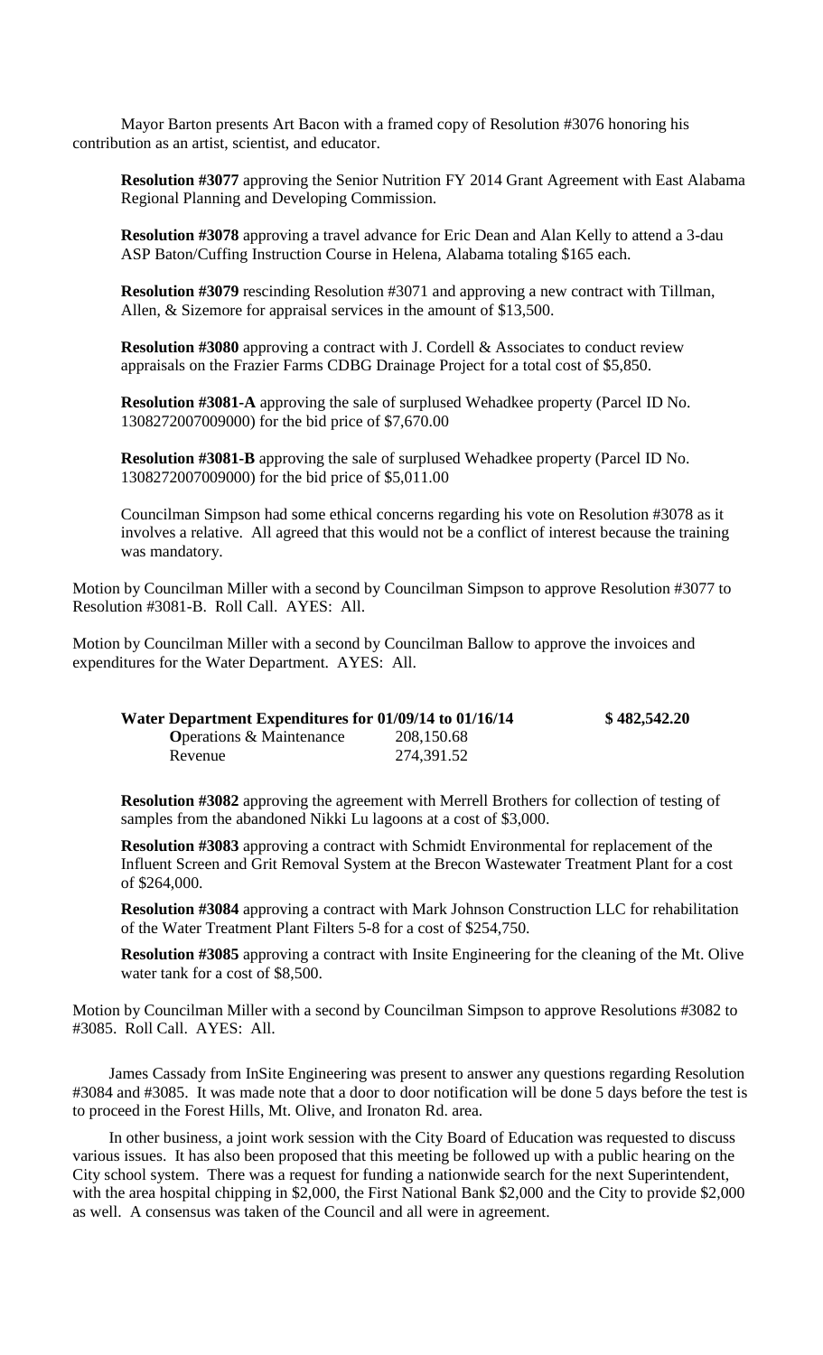Mayor Barton presents Art Bacon with a framed copy of Resolution #3076 honoring his contribution as an artist, scientist, and educator.

**Resolution #3077** approving the Senior Nutrition FY 2014 Grant Agreement with East Alabama Regional Planning and Developing Commission.

**Resolution #3078** approving a travel advance for Eric Dean and Alan Kelly to attend a 3-dau ASP Baton/Cuffing Instruction Course in Helena, Alabama totaling $165 each.

**Resolution #3079** rescinding Resolution #3071 and approving a new contract with Tillman, Allen, & Sizemore for appraisal services in the amount of $13,500.

**Resolution #3080** approving a contract with J. Cordell & Associates to conduct review appraisals on the Frazier Farms CDBG Drainage Project for a total cost of $5,850.

**Resolution #3081-A** approving the sale of surplused Wehadkee property (Parcel ID No. 1308272007009000) for the bid price of $7,670.00

**Resolution #3081-B** approving the sale of surplused Wehadkee property (Parcel ID No. 1308272007009000) for the bid price of $5,011.00

Councilman Simpson had some ethical concerns regarding his vote on Resolution #3078 as it involves a relative. All agreed that this would not be a conflict of interest because the training was mandatory.

Motion by Councilman Miller with a second by Councilman Simpson to approve Resolution #3077 to Resolution #3081-B. Roll Call. AYES: All.

Motion by Councilman Miller with a second by Councilman Ballow to approve the invoices and expenditures for the Water Department. AYES: All.

| **Water Department Expenditures for 01/09/14 to 01/16/14** | | **$ 482,542.20** |
|---|---|---|
| **O**perations & Maintenance | 208,150.68 | |
| Revenue | 274,391.52 | |

**Resolution #3082** approving the agreement with Merrell Brothers for collection of testing of samples from the abandoned Nikki Lu lagoons at a cost of $3,000.

**Resolution #3083** approving a contract with Schmidt Environmental for replacement of the Influent Screen and Grit Removal System at the Brecon Wastewater Treatment Plant for a cost of $264,000.

**Resolution #3084** approving a contract with Mark Johnson Construction LLC for rehabilitation of the Water Treatment Plant Filters 5-8 for a cost of $254,750.

**Resolution #3085** approving a contract with Insite Engineering for the cleaning of the Mt. Olive water tank for a cost of $8,500.

Motion by Councilman Miller with a second by Councilman Simpson to approve Resolutions #3082 to #3085. Roll Call. AYES: All.

James Cassady from InSite Engineering was present to answer any questions regarding Resolution #3084 and #3085. It was made note that a door to door notification will be done 5 days before the test is to proceed in the Forest Hills, Mt. Olive, and Ironaton Rd. area.

In other business, a joint work session with the City Board of Education was requested to discuss various issues. It has also been proposed that this meeting be followed up with a public hearing on the City school system. There was a request for funding a nationwide search for the next Superintendent, with the area hospital chipping in $2,000, the First National Bank $2,000 and the City to provide $2,000 as well. A consensus was taken of the Council and all were in agreement.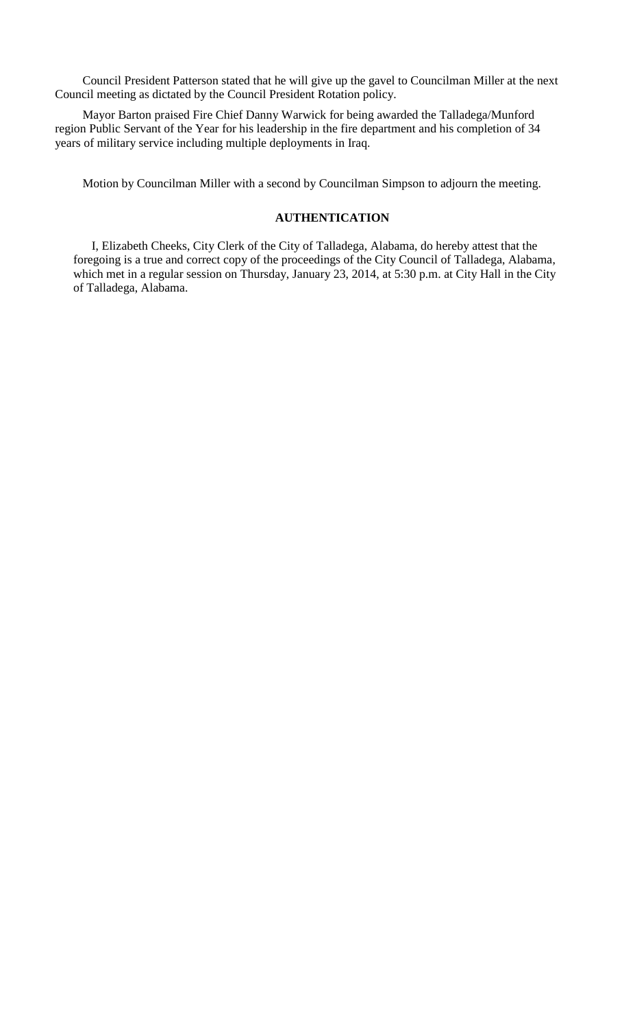Council President Patterson stated that he will give up the gavel to Councilman Miller at the next Council meeting as dictated by the Council President Rotation policy.

Mayor Barton praised Fire Chief Danny Warwick for being awarded the Talladega/Munford region Public Servant of the Year for his leadership in the fire department and his completion of 34 years of military service including multiple deployments in Iraq.

Motion by Councilman Miller with a second by Councilman Simpson to adjourn the meeting.

## AUTHENTICATION

I, Elizabeth Cheeks, City Clerk of the City of Talladega, Alabama, do hereby attest that the foregoing is a true and correct copy of the proceedings of the City Council of Talladega, Alabama, which met in a regular session on Thursday, January 23, 2014, at 5:30 p.m. at City Hall in the City of Talladega, Alabama.